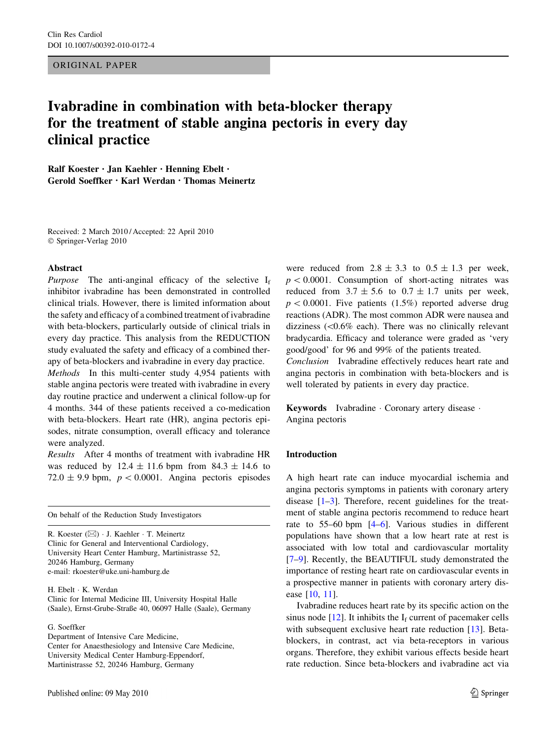ORIGINAL PAPER

# Ivabradine in combination with beta-blocker therapy for the treatment of stable angina pectoris in every day clinical practice

**Ralf Koester · Jan Kaehler · Henning Ebelt · Gerold Soeffker · Karl Werdan · Thomas Meinertz**

Received: 2 March 2010 / Accepted: 22 April 2010
© Springer-Verlag 2010

## Abstract

*Purpose* The anti-anginal efficacy of the selective $I_f$ inhibitor ivabradine has been demonstrated in controlled clinical trials. However, there is limited information about the safety and efficacy of a combined treatment of ivabradine with beta-blockers, particularly outside of clinical trials in every day practice. This analysis from the REDUCTION study evaluated the safety and efficacy of a combined therapy of beta-blockers and ivabradine in every day practice.

*Methods* In this multi-center study 4,954 patients with stable angina pectoris were treated with ivabradine in every day routine practice and underwent a clinical follow-up for 4 months. 344 of these patients received a co-medication with beta-blockers. Heart rate (HR), angina pectoris episodes, nitrate consumption, overall efficacy and tolerance were analyzed.

*Results* After 4 months of treatment with ivabradine HR was reduced by $12.4 \pm 11.6$ bpm from $84.3 \pm 14.6$ to $72.0 \pm 9.9$ bpm, $p < 0.0001$. Angina pectoris episodes were reduced from $2.8 \pm 3.3$ to $0.5 \pm 1.3$ per week, $p < 0.0001$. Consumption of short-acting nitrates was reduced from $3.7 \pm 5.6$ to $0.7 \pm 1.7$ units per week, $p < 0.0001$. Five patients (1.5%) reported adverse drug reactions (ADR). The most common ADR were nausea and dizziness (<0.6% each). There was no clinically relevant bradycardia. Efficacy and tolerance were graded as 'very good/good' for 96 and 99% of the patients treated.

*Conclusion* Ivabradine effectively reduces heart rate and angina pectoris in combination with beta-blockers and is well tolerated by patients in every day practice.

**Keywords** Ivabradine · Coronary artery disease · Angina pectoris

On behalf of the Reduction Study Investigators

R. Koester (✉) · J. Kaehler · T. Meinertz
Clinic for General and Interventional Cardiology, University Heart Center Hamburg, Martinistrasse 52, 20246 Hamburg, Germany
e-mail: rkoester@uke.uni-hamburg.de

H. Ebelt · K. Werdan
Clinic for Internal Medicine III, University Hospital Halle (Saale), Ernst-Grube-Straße 40, 06097 Halle (Saale), Germany

G. Soeffker
Department of Intensive Care Medicine, Center for Anaesthesiology and Intensive Care Medicine, University Medical Center Hamburg-Eppendorf, Martinistrasse 52, 20246 Hamburg, Germany

## Introduction

A high heart rate can induce myocardial ischemia and angina pectoris symptoms in patients with coronary artery disease [1–3]. Therefore, recent guidelines for the treatment of stable angina pectoris recommend to reduce heart rate to 55–60 bpm [4–6]. Various studies in different populations have shown that a low heart rate at rest is associated with low total and cardiovascular mortality [7–9]. Recently, the BEAUTIFUL study demonstrated the importance of resting heart rate on cardiovascular events in a prospective manner in patients with coronary artery disease [10, 11].

Ivabradine reduces heart rate by its specific action on the sinus node [12]. It inhibits the $I_f$ current of pacemaker cells with subsequent exclusive heart rate reduction [13]. Beta-blockers, in contrast, act via beta-receptors in various organs. Therefore, they exhibit various effects beside heart rate reduction. Since beta-blockers and ivabradine act via

Published online: 09 May 2010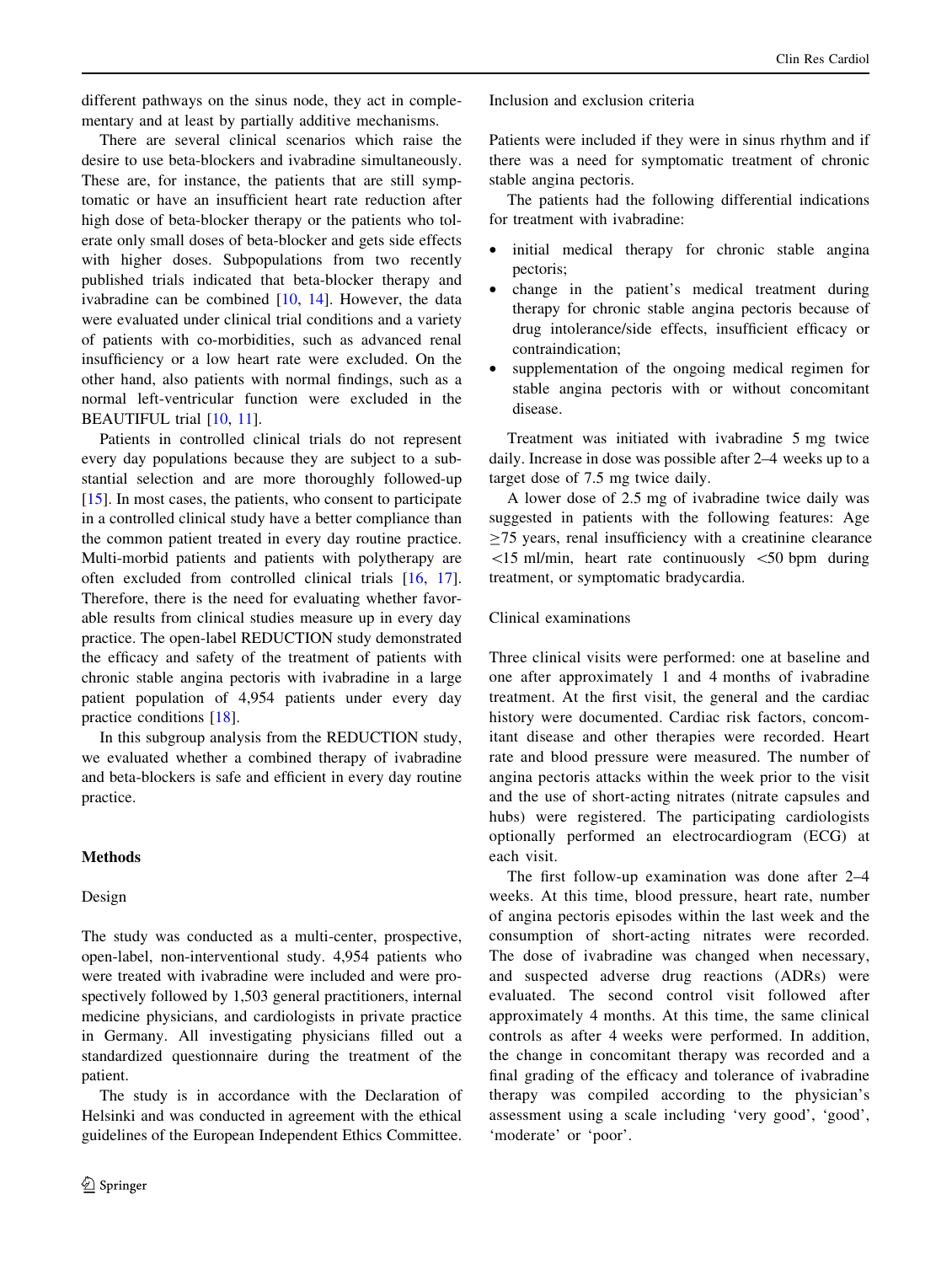different pathways on the sinus node, they act in complementary and at least by partially additive mechanisms.

There are several clinical scenarios which raise the desire to use beta-blockers and ivabradine simultaneously. These are, for instance, the patients that are still symptomatic or have an insufficient heart rate reduction after high dose of beta-blocker therapy or the patients who tolerate only small doses of beta-blocker and gets side effects with higher doses. Subpopulations from two recently published trials indicated that beta-blocker therapy and ivabradine can be combined [10, 14]. However, the data were evaluated under clinical trial conditions and a variety of patients with co-morbidities, such as advanced renal insufficiency or a low heart rate were excluded. On the other hand, also patients with normal findings, such as a normal left-ventricular function were excluded in the BEAUTIFUL trial [10, 11].

Patients in controlled clinical trials do not represent every day populations because they are subject to a substantial selection and are more thoroughly followed-up [15]. In most cases, the patients, who consent to participate in a controlled clinical study have a better compliance than the common patient treated in every day routine practice. Multi-morbid patients and patients with polytherapy are often excluded from controlled clinical trials [16, 17]. Therefore, there is the need for evaluating whether favorable results from clinical studies measure up in every day practice. The open-label REDUCTION study demonstrated the efficacy and safety of the treatment of patients with chronic stable angina pectoris with ivabradine in a large patient population of 4,954 patients under every day practice conditions [18].

In this subgroup analysis from the REDUCTION study, we evaluated whether a combined therapy of ivabradine and beta-blockers is safe and efficient in every day routine practice.

## Methods

### Design

The study was conducted as a multi-center, prospective, open-label, non-interventional study. 4,954 patients who were treated with ivabradine were included and were prospectively followed by 1,503 general practitioners, internal medicine physicians, and cardiologists in private practice in Germany. All investigating physicians filled out a standardized questionnaire during the treatment of the patient.

The study is in accordance with the Declaration of Helsinki and was conducted in agreement with the ethical guidelines of the European Independent Ethics Committee.

### Inclusion and exclusion criteria

Patients were included if they were in sinus rhythm and if there was a need for symptomatic treatment of chronic stable angina pectoris.

The patients had the following differential indications for treatment with ivabradine:

- initial medical therapy for chronic stable angina pectoris;
- change in the patient's medical treatment during therapy for chronic stable angina pectoris because of drug intolerance/side effects, insufficient efficacy or contraindication;
- supplementation of the ongoing medical regimen for stable angina pectoris with or without concomitant disease.

Treatment was initiated with ivabradine 5 mg twice daily. Increase in dose was possible after 2–4 weeks up to a target dose of 7.5 mg twice daily.

A lower dose of 2.5 mg of ivabradine twice daily was suggested in patients with the following features: Age $\geq$75 years, renal insufficiency with a creatinine clearance $<$15 ml/min, heart rate continuously $<$50 bpm during treatment, or symptomatic bradycardia.

### Clinical examinations

Three clinical visits were performed: one at baseline and one after approximately 1 and 4 months of ivabradine treatment. At the first visit, the general and the cardiac history were documented. Cardiac risk factors, concomitant disease and other therapies were recorded. Heart rate and blood pressure were measured. The number of angina pectoris attacks within the week prior to the visit and the use of short-acting nitrates (nitrate capsules and hubs) were registered. The participating cardiologists optionally performed an electrocardiogram (ECG) at each visit.

The first follow-up examination was done after 2–4 weeks. At this time, blood pressure, heart rate, number of angina pectoris episodes within the last week and the consumption of short-acting nitrates were recorded. The dose of ivabradine was changed when necessary, and suspected adverse drug reactions (ADRs) were evaluated. The second control visit followed after approximately 4 months. At this time, the same clinical controls as after 4 weeks were performed. In addition, the change in concomitant therapy was recorded and a final grading of the efficacy and tolerance of ivabradine therapy was compiled according to the physician's assessment using a scale including 'very good', 'good', 'moderate' or 'poor'.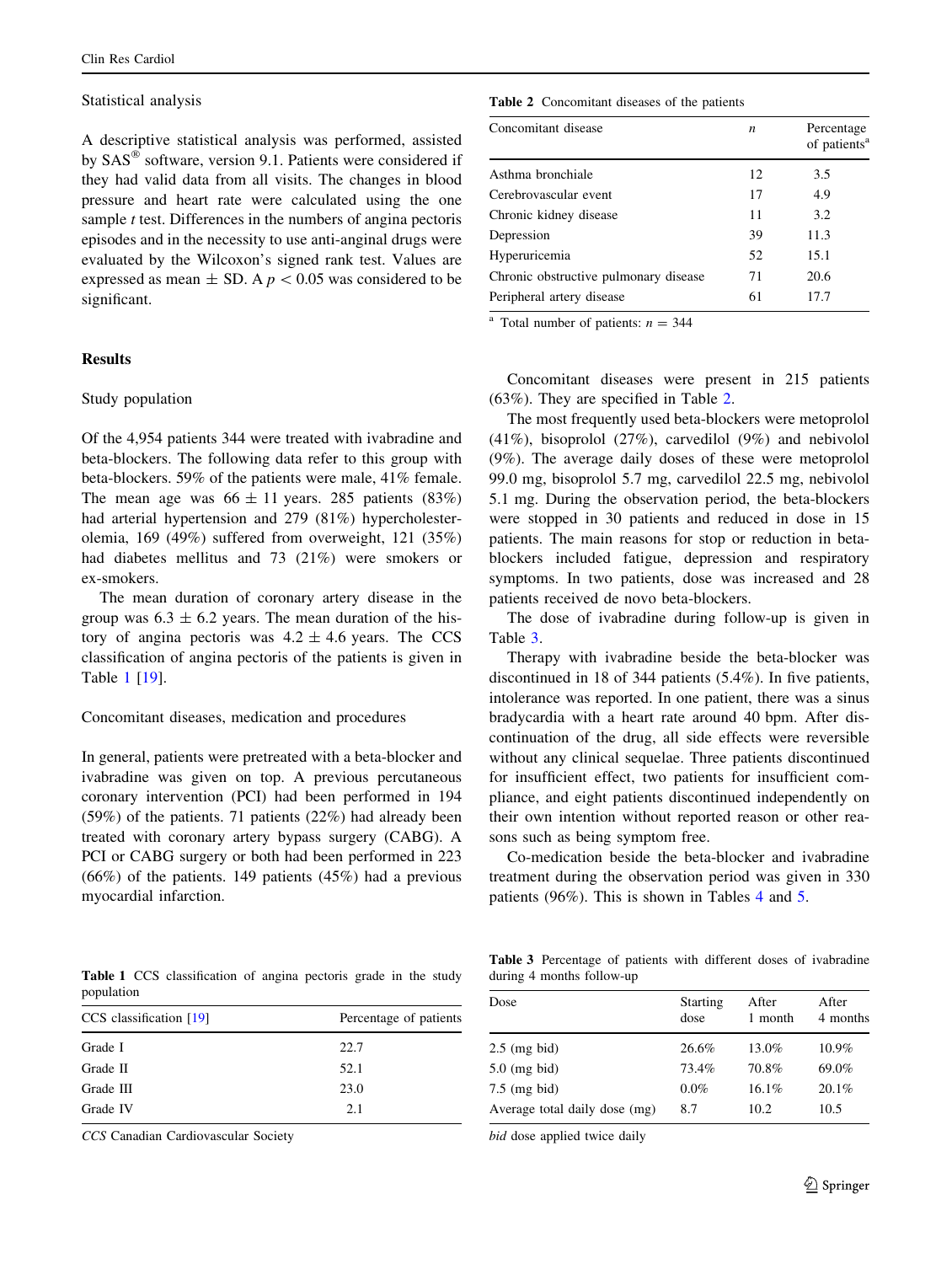### Statistical analysis

A descriptive statistical analysis was performed, assisted by SAS® software, version 9.1. Patients were considered if they had valid data from all visits. The changes in blood pressure and heart rate were calculated using the one sample *t* test. Differences in the numbers of angina pectoris episodes and in the necessity to use anti-anginal drugs were evaluated by the Wilcoxon's signed rank test. Values are expressed as mean ± SD. A $p < 0.05$ was considered to be significant.

## Results

### Study population

Of the 4,954 patients 344 were treated with ivabradine and beta-blockers. The following data refer to this group with beta-blockers. 59% of the patients were male, 41% female. The mean age was 66 ± 11 years. 285 patients (83%) had arterial hypertension and 279 (81%) hypercholesterolemia, 169 (49%) suffered from overweight, 121 (35%) had diabetes mellitus and 73 (21%) were smokers or ex-smokers.

The mean duration of coronary artery disease in the group was 6.3 ± 6.2 years. The mean duration of the history of angina pectoris was 4.2 ± 4.6 years. The CCS classification of angina pectoris of the patients is given in Table 1 [19].

**Table 1** CCS classification of angina pectoris grade in the study population

| CCS classification [19] | Percentage of patients |
|---|---|
| Grade I | 22.7 |
| Grade II | 52.1 |
| Grade III | 23.0 |
| Grade IV | 2.1 |

*CCS* Canadian Cardiovascular Society

### Concomitant diseases, medication and procedures

In general, patients were pretreated with a beta-blocker and ivabradine was given on top. A previous percutaneous coronary intervention (PCI) had been performed in 194 (59%) of the patients. 71 patients (22%) had already been treated with coronary artery bypass surgery (CABG). A PCI or CABG surgery or both had been performed in 223 (66%) of the patients. 149 patients (45%) had a previous myocardial infarction.

**Table 2** Concomitant diseases of the patients

| Concomitant disease | *n* | Percentage of patients[a] |
|---|---|---|
| Asthma bronchiale | 12 | 3.5 |
| Cerebrovascular event | 17 | 4.9 |
| Chronic kidney disease | 11 | 3.2 |
| Depression | 39 | 11.3 |
| Hyperuricemia | 52 | 15.1 |
| Chronic obstructive pulmonary disease | 71 | 20.6 |
| Peripheral artery disease | 61 | 17.7 |

[a] Total number of patients: $n = 344$

Concomitant diseases were present in 215 patients (63%). They are specified in Table 2.

The most frequently used beta-blockers were metoprolol (41%), bisoprolol (27%), carvedilol (9%) and nebivolol (9%). The average daily doses of these were metoprolol 99.0 mg, bisoprolol 5.7 mg, carvedilol 22.5 mg, nebivolol 5.1 mg. During the observation period, the beta-blockers were stopped in 30 patients and reduced in dose in 15 patients. The main reasons for stop or reduction in beta-blockers included fatigue, depression and respiratory symptoms. In two patients, dose was increased and 28 patients received de novo beta-blockers.

The dose of ivabradine during follow-up is given in Table 3.

Therapy with ivabradine beside the beta-blocker was discontinued in 18 of 344 patients (5.4%). In five patients, intolerance was reported. In one patient, there was a sinus bradycardia with a heart rate around 40 bpm. After discontinuation of the drug, all side effects were reversible without any clinical sequelae. Three patients discontinued for insufficient effect, two patients for insufficient compliance, and eight patients discontinued independently on their own intention without reported reason or other reasons such as being symptom free.

Co-medication beside the beta-blocker and ivabradine treatment during the observation period was given in 330 patients (96%). This is shown in Tables 4 and 5.

**Table 3** Percentage of patients with different doses of ivabradine during 4 months follow-up

| Dose | Starting dose | After 1 month | After 4 months |
|---|---|---|---|
| 2.5 (mg bid) | 26.6% | 13.0% | 10.9% |
| 5.0 (mg bid) | 73.4% | 70.8% | 69.0% |
| 7.5 (mg bid) | 0.0% | 16.1% | 20.1% |
| Average total daily dose (mg) | 8.7 | 10.2 | 10.5 |

*bid* dose applied twice daily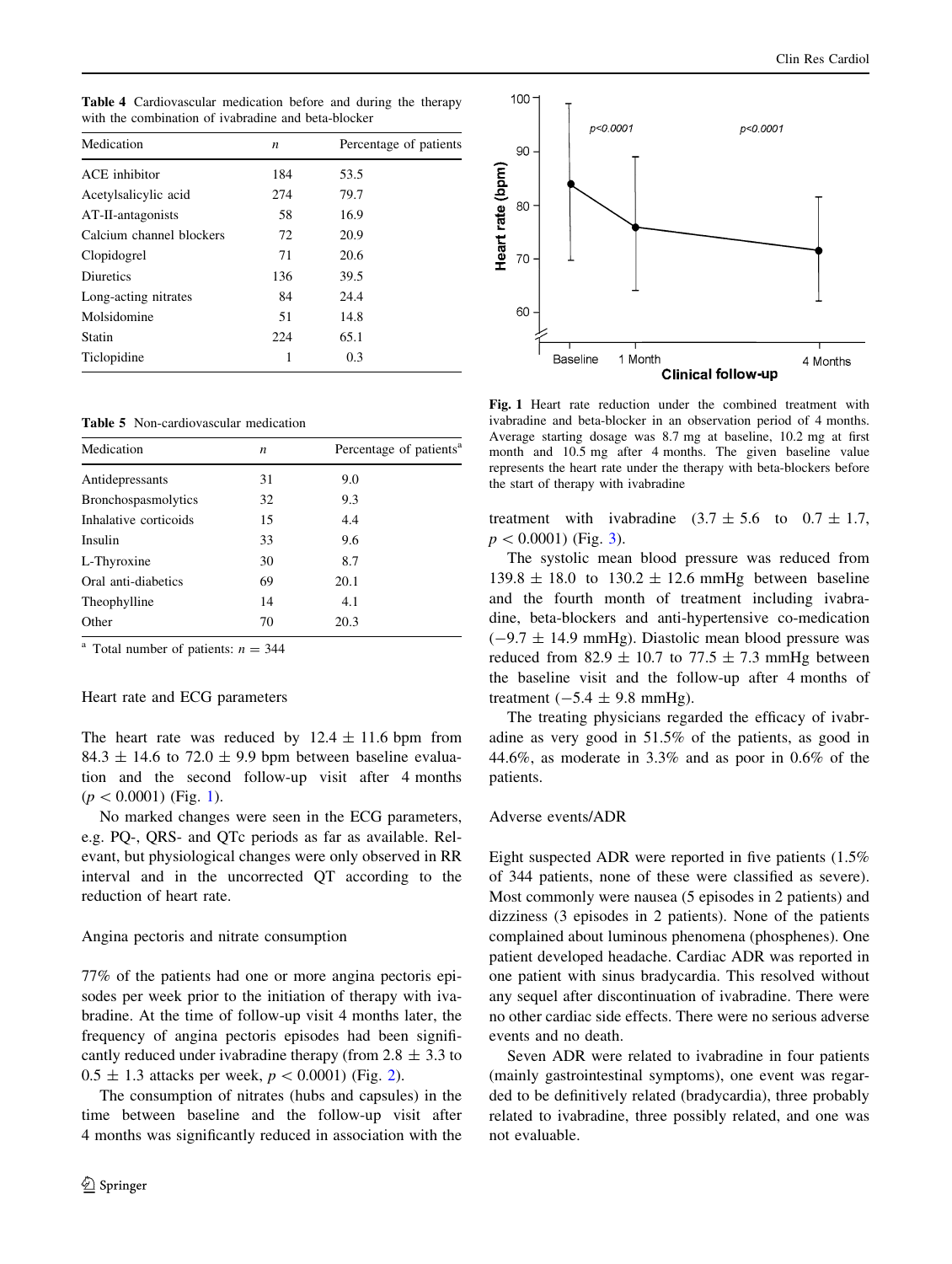**Table 4** Cardiovascular medication before and during the therapy with the combination of ivabradine and beta-blocker

| Medication | *n* | Percentage of patients |
|---|---|---|
| ACE inhibitor | 184 | 53.5 |
| Acetylsalicylic acid | 274 | 79.7 |
| AT-II-antagonists | 58 | 16.9 |
| Calcium channel blockers | 72 | 20.9 |
| Clopidogrel | 71 | 20.6 |
| Diuretics | 136 | 39.5 |
| Long-acting nitrates | 84 | 24.4 |
| Molsidomine | 51 | 14.8 |
| Statin | 224 | 65.1 |
| Ticlopidine | 1 | 0.3 |

**Table 5** Non-cardiovascular medication

| Medication | *n* | Percentage of patients[a] |
|---|---|---|
| Antidepressants | 31 | 9.0 |
| Bronchospasmolytics | 32 | 9.3 |
| Inhalative corticoids | 15 | 4.4 |
| Insulin | 33 | 9.6 |
| L-Thyroxine | 30 | 8.7 |
| Oral anti-diabetics | 69 | 20.1 |
| Theophylline | 14 | 4.1 |
| Other | 70 | 20.3 |

[a] Total number of patients: $n = 344$

### Heart rate and ECG parameters

The heart rate was reduced by $12.4 \pm 11.6$ bpm from $84.3 \pm 14.6$ to $72.0 \pm 9.9$ bpm between baseline evaluation and the second follow-up visit after 4 months ($p < 0.0001$) (Fig. 1).

No marked changes were seen in the ECG parameters, e.g. PQ-, QRS- and QTc periods as far as available. Relevant, but physiological changes were only observed in RR interval and in the uncorrected QT according to the reduction of heart rate.

### Angina pectoris and nitrate consumption

77% of the patients had one or more angina pectoris episodes per week prior to the initiation of therapy with ivabradine. At the time of follow-up visit 4 months later, the frequency of angina pectoris episodes had been significantly reduced under ivabradine therapy (from $2.8 \pm 3.3$ to $0.5 \pm 1.3$ attacks per week, $p < 0.0001$) (Fig. 2).

The consumption of nitrates (hubs and capsules) in the time between baseline and the follow-up visit after 4 months was significantly reduced in association with the treatment with ivabradine ($3.7 \pm 5.6$ to $0.7 \pm 1.7$, $p < 0.0001$) (Fig. 3).

**Fig. 1** Heart rate reduction under the combined treatment with ivabradine and beta-blocker in an observation period of 4 months. Average starting dosage was 8.7 mg at baseline, 10.2 mg at first month and 10.5 mg after 4 months. The given baseline value represents the heart rate under the therapy with beta-blockers before the start of therapy with ivabradine

The systolic mean blood pressure was reduced from $139.8 \pm 18.0$ to $130.2 \pm 12.6$ mmHg between baseline and the fourth month of treatment including ivabradine, beta-blockers and anti-hypertensive co-medication ($-9.7 \pm 14.9$ mmHg). Diastolic mean blood pressure was reduced from $82.9 \pm 10.7$ to $77.5 \pm 7.3$ mmHg between the baseline visit and the follow-up after 4 months of treatment ($-5.4 \pm 9.8$ mmHg).

The treating physicians regarded the efficacy of ivabradine as very good in 51.5% of the patients, as good in 44.6%, as moderate in 3.3% and as poor in 0.6% of the patients.

### Adverse events/ADR

Eight suspected ADR were reported in five patients (1.5% of 344 patients, none of these were classified as severe). Most commonly were nausea (5 episodes in 2 patients) and dizziness (3 episodes in 2 patients). None of the patients complained about luminous phenomena (phosphenes). One patient developed headache. Cardiac ADR was reported in one patient with sinus bradycardia. This resolved without any sequel after discontinuation of ivabradine. There were no other cardiac side effects. There were no serious adverse events and no death.

Seven ADR were related to ivabradine in four patients (mainly gastrointestinal symptoms), one event was regarded to be definitively related (bradycardia), three probably related to ivabradine, three possibly related, and one was not evaluable.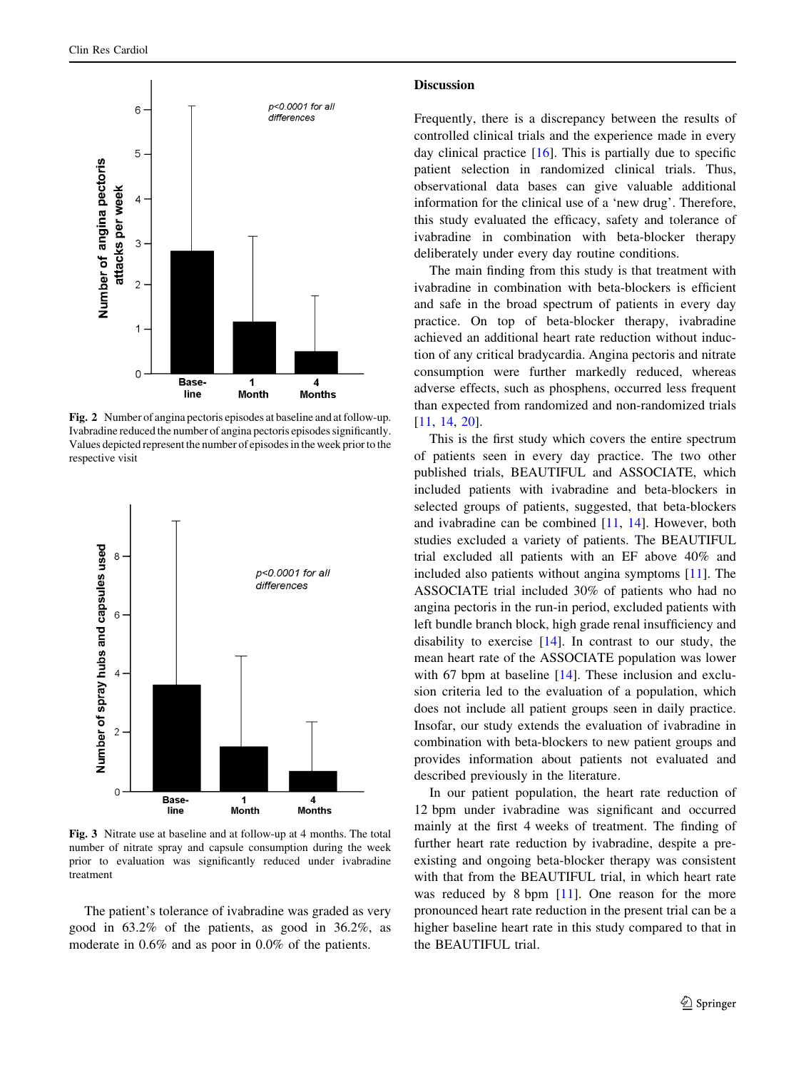Fig. 2 Number of angina pectoris episodes at baseline and at follow-up. Ivabradine reduced the number of angina pectoris episodes significantly. Values depicted represent the number of episodes in the week prior to the respective visit

Fig. 3 Nitrate use at baseline and at follow-up at 4 months. The total number of nitrate spray and capsule consumption during the week prior to evaluation was significantly reduced under ivabradine treatment

The patient's tolerance of ivabradine was graded as very good in 63.2% of the patients, as good in 36.2%, as moderate in 0.6% and as poor in 0.0% of the patients.

## Discussion

Frequently, there is a discrepancy between the results of controlled clinical trials and the experience made in every day clinical practice [16]. This is partially due to specific patient selection in randomized clinical trials. Thus, observational data bases can give valuable additional information for the clinical use of a 'new drug'. Therefore, this study evaluated the efficacy, safety and tolerance of ivabradine in combination with beta-blocker therapy deliberately under every day routine conditions.

The main finding from this study is that treatment with ivabradine in combination with beta-blockers is efficient and safe in the broad spectrum of patients in every day practice. On top of beta-blocker therapy, ivabradine achieved an additional heart rate reduction without induction of any critical bradycardia. Angina pectoris and nitrate consumption were further markedly reduced, whereas adverse effects, such as phosphens, occurred less frequent than expected from randomized and non-randomized trials [11, 14, 20].

This is the first study which covers the entire spectrum of patients seen in every day practice. The two other published trials, BEAUTIFUL and ASSOCIATE, which included patients with ivabradine and beta-blockers in selected groups of patients, suggested, that beta-blockers and ivabradine can be combined [11, 14]. However, both studies excluded a variety of patients. The BEAUTIFUL trial excluded all patients with an EF above 40% and included also patients without angina symptoms [11]. The ASSOCIATE trial included 30% of patients who had no angina pectoris in the run-in period, excluded patients with left bundle branch block, high grade renal insufficiency and disability to exercise [14]. In contrast to our study, the mean heart rate of the ASSOCIATE population was lower with 67 bpm at baseline [14]. These inclusion and exclusion criteria led to the evaluation of a population, which does not include all patient groups seen in daily practice. Insofar, our study extends the evaluation of ivabradine in combination with beta-blockers to new patient groups and provides information about patients not evaluated and described previously in the literature.

In our patient population, the heart rate reduction of 12 bpm under ivabradine was significant and occurred mainly at the first 4 weeks of treatment. The finding of further heart rate reduction by ivabradine, despite a pre-existing and ongoing beta-blocker therapy was consistent with that from the BEAUTIFUL trial, in which heart rate was reduced by 8 bpm [11]. One reason for the more pronounced heart rate reduction in the present trial can be a higher baseline heart rate in this study compared to that in the BEAUTIFUL trial.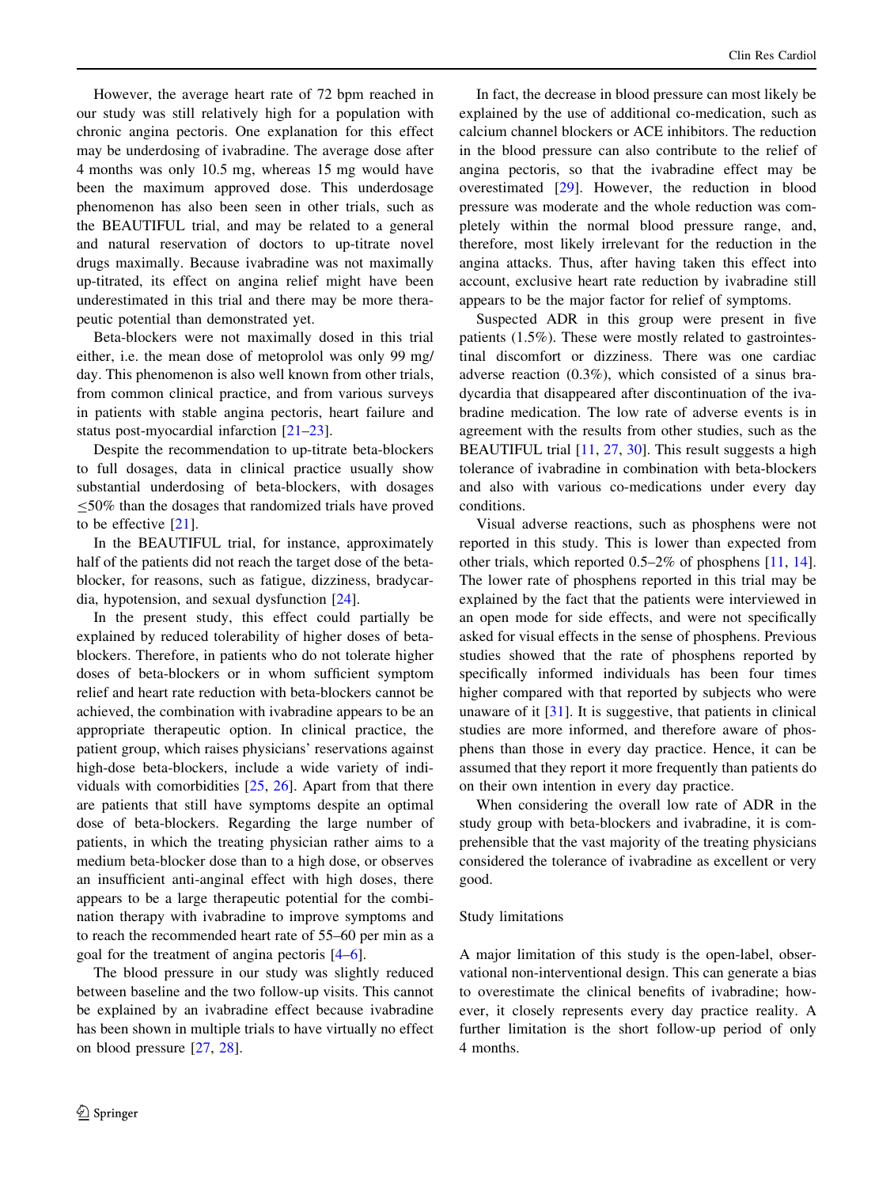However, the average heart rate of 72 bpm reached in our study was still relatively high for a population with chronic angina pectoris. One explanation for this effect may be underdosing of ivabradine. The average dose after 4 months was only 10.5 mg, whereas 15 mg would have been the maximum approved dose. This underdosage phenomenon has also been seen in other trials, such as the BEAUTIFUL trial, and may be related to a general and natural reservation of doctors to up-titrate novel drugs maximally. Because ivabradine was not maximally up-titrated, its effect on angina relief might have been underestimated in this trial and there may be more therapeutic potential than demonstrated yet.

Beta-blockers were not maximally dosed in this trial either, i.e. the mean dose of metoprolol was only 99 mg/day. This phenomenon is also well known from other trials, from common clinical practice, and from various surveys in patients with stable angina pectoris, heart failure and status post-myocardial infarction [21–23].

Despite the recommendation to up-titrate beta-blockers to full dosages, data in clinical practice usually show substantial underdosing of beta-blockers, with dosages ≤50% than the dosages that randomized trials have proved to be effective [21].

In the BEAUTIFUL trial, for instance, approximately half of the patients did not reach the target dose of the beta-blocker, for reasons, such as fatigue, dizziness, bradycardia, hypotension, and sexual dysfunction [24].

In the present study, this effect could partially be explained by reduced tolerability of higher doses of beta-blockers. Therefore, in patients who do not tolerate higher doses of beta-blockers or in whom sufficient symptom relief and heart rate reduction with beta-blockers cannot be achieved, the combination with ivabradine appears to be an appropriate therapeutic option. In clinical practice, the patient group, which raises physicians' reservations against high-dose beta-blockers, include a wide variety of individuals with comorbidities [25, 26]. Apart from that there are patients that still have symptoms despite an optimal dose of beta-blockers. Regarding the large number of patients, in which the treating physician rather aims to a medium beta-blocker dose than to a high dose, or observes an insufficient anti-anginal effect with high doses, there appears to be a large therapeutic potential for the combination therapy with ivabradine to improve symptoms and to reach the recommended heart rate of 55–60 per min as a goal for the treatment of angina pectoris [4–6].

The blood pressure in our study was slightly reduced between baseline and the two follow-up visits. This cannot be explained by an ivabradine effect because ivabradine has been shown in multiple trials to have virtually no effect on blood pressure [27, 28].

In fact, the decrease in blood pressure can most likely be explained by the use of additional co-medication, such as calcium channel blockers or ACE inhibitors. The reduction in the blood pressure can also contribute to the relief of angina pectoris, so that the ivabradine effect may be overestimated [29]. However, the reduction in blood pressure was moderate and the whole reduction was completely within the normal blood pressure range, and, therefore, most likely irrelevant for the reduction in the angina attacks. Thus, after having taken this effect into account, exclusive heart rate reduction by ivabradine still appears to be the major factor for relief of symptoms.

Suspected ADR in this group were present in five patients (1.5%). These were mostly related to gastrointestinal discomfort or dizziness. There was one cardiac adverse reaction (0.3%), which consisted of a sinus bradycardia that disappeared after discontinuation of the ivabradine medication. The low rate of adverse events is in agreement with the results from other studies, such as the BEAUTIFUL trial [11, 27, 30]. This result suggests a high tolerance of ivabradine in combination with beta-blockers and also with various co-medications under every day conditions.

Visual adverse reactions, such as phosphens were not reported in this study. This is lower than expected from other trials, which reported 0.5–2% of phosphens [11, 14]. The lower rate of phosphens reported in this trial may be explained by the fact that the patients were interviewed in an open mode for side effects, and were not specifically asked for visual effects in the sense of phosphens. Previous studies showed that the rate of phosphens reported by specifically informed individuals has been four times higher compared with that reported by subjects who were unaware of it [31]. It is suggestive, that patients in clinical studies are more informed, and therefore aware of phosphens than those in every day practice. Hence, it can be assumed that they report it more frequently than patients do on their own intention in every day practice.

When considering the overall low rate of ADR in the study group with beta-blockers and ivabradine, it is comprehensible that the vast majority of the treating physicians considered the tolerance of ivabradine as excellent or very good.

## Study limitations

A major limitation of this study is the open-label, observational non-interventional design. This can generate a bias to overestimate the clinical benefits of ivabradine; however, it closely represents every day practice reality. A further limitation is the short follow-up period of only 4 months.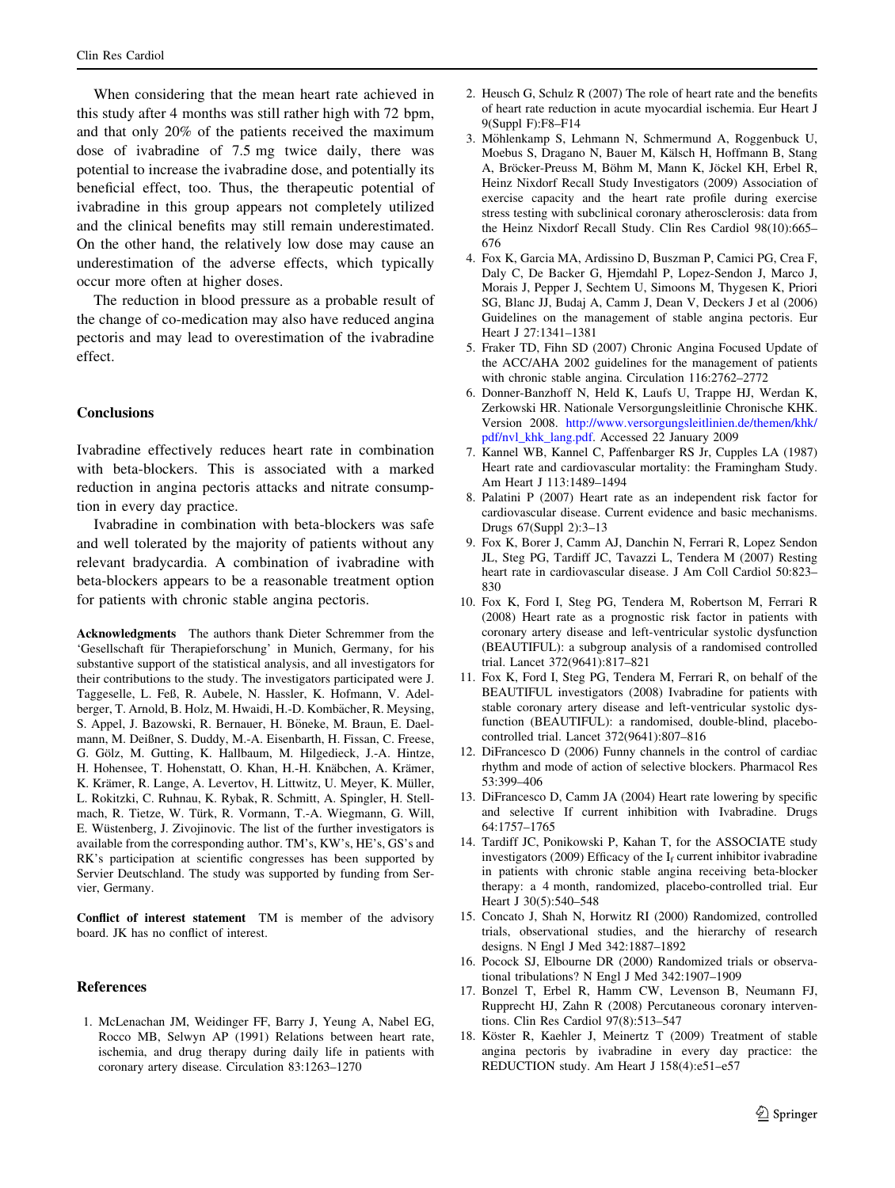When considering that the mean heart rate achieved in this study after 4 months was still rather high with 72 bpm, and that only 20% of the patients received the maximum dose of ivabradine of 7.5 mg twice daily, there was potential to increase the ivabradine dose, and potentially its beneficial effect, too. Thus, the therapeutic potential of ivabradine in this group appears not completely utilized and the clinical benefits may still remain underestimated. On the other hand, the relatively low dose may cause an underestimation of the adverse effects, which typically occur more often at higher doses.

The reduction in blood pressure as a probable result of the change of co-medication may also have reduced angina pectoris and may lead to overestimation of the ivabradine effect.

## Conclusions

Ivabradine effectively reduces heart rate in combination with beta-blockers. This is associated with a marked reduction in angina pectoris attacks and nitrate consumption in every day practice.

Ivabradine in combination with beta-blockers was safe and well tolerated by the majority of patients without any relevant bradycardia. A combination of ivabradine with beta-blockers appears to be a reasonable treatment option for patients with chronic stable angina pectoris.

**Acknowledgments** The authors thank Dieter Schremmer from the 'Gesellschaft für Therapieforschung' in Munich, Germany, for his substantive support of the statistical analysis, and all investigators for their contributions to the study. The investigators participated were J. Taggeselle, L. Feß, R. Aubele, N. Hassler, K. Hofmann, V. Adelberger, T. Arnold, B. Holz, M. Hwaidi, H.-D. Kombächer, R. Meysing, S. Appel, J. Bazowski, R. Bernauer, H. Böneke, M. Braun, E. Daelmann, M. Deißner, S. Duddy, M.-A. Eisenbarth, H. Fissan, C. Freese, G. Gölz, M. Gutting, K. Hallbaum, M. Hilgedieck, J.-A. Hintze, H. Hohensee, T. Hohenstatt, O. Khan, H.-H. Knäbchen, A. Krämer, K. Krämer, R. Lange, A. Levertov, H. Littwitz, U. Meyer, K. Müller, L. Rokitzki, C. Ruhnau, K. Rybak, R. Schmitt, A. Spingler, H. Stellmach, R. Tietze, W. Türk, R. Vormann, T.-A. Wiegmann, G. Will, E. Wüstenberg, J. Zivojinovic. The list of the further investigators is available from the corresponding author. TM's, KW's, HE's, GS's and RK's participation at scientific congresses has been supported by Servier Deutschland. The study was supported by funding from Servier, Germany.

**Conflict of interest statement** TM is member of the advisory board. JK has no conflict of interest.

## References

1. McLenachan JM, Weidinger FF, Barry J, Yeung A, Nabel EG, Rocco MB, Selwyn AP (1991) Relations between heart rate, ischemia, and drug therapy during daily life in patients with coronary artery disease. Circulation 83:1263–1270
2. Heusch G, Schulz R (2007) The role of heart rate and the benefits of heart rate reduction in acute myocardial ischemia. Eur Heart J 9(Suppl F):F8–F14
3. Möhlenkamp S, Lehmann N, Schmermund A, Roggenbuck U, Moebus S, Dragano N, Bauer M, Kälsch H, Hoffmann B, Stang A, Bröcker-Preuss M, Böhm M, Mann K, Jöckel KH, Erbel R, Heinz Nixdorf Recall Study Investigators (2009) Association of exercise capacity and the heart rate profile during exercise stress testing with subclinical coronary atherosclerosis: data from the Heinz Nixdorf Recall Study. Clin Res Cardiol 98(10):665–676
4. Fox K, Garcia MA, Ardissino D, Buszman P, Camici PG, Crea F, Daly C, De Backer G, Hjemdahl P, Lopez-Sendon J, Marco J, Morais J, Pepper J, Sechtem U, Simoons M, Thygesen K, Priori SG, Blanc JJ, Budaj A, Camm J, Dean V, Deckers J et al (2006) Guidelines on the management of stable angina pectoris. Eur Heart J 27:1341–1381
5. Fraker TD, Fihn SD (2007) Chronic Angina Focused Update of the ACC/AHA 2002 guidelines for the management of patients with chronic stable angina. Circulation 116:2762–2772
6. Donner-Banzhoff N, Held K, Laufs U, Trappe HJ, Werdan K, Zerkowski HR. Nationale Versorgungsleitlinie Chronische KHK. Version 2008. http://www.versorgungsleitlinien.de/themen/khk/pdf/nvl_khk_lang.pdf. Accessed 22 January 2009
7. Kannel WB, Kannel C, Paffenbarger RS Jr, Cupples LA (1987) Heart rate and cardiovascular mortality: the Framingham Study. Am Heart J 113:1489–1494
8. Palatini P (2007) Heart rate as an independent risk factor for cardiovascular disease. Current evidence and basic mechanisms. Drugs 67(Suppl 2):3–13
9. Fox K, Borer J, Camm AJ, Danchin N, Ferrari R, Lopez Sendon JL, Steg PG, Tardiff JC, Tavazzi L, Tendera M (2007) Resting heart rate in cardiovascular disease. J Am Coll Cardiol 50:823–830
10. Fox K, Ford I, Steg PG, Tendera M, Robertson M, Ferrari R (2008) Heart rate as a prognostic risk factor in patients with coronary artery disease and left-ventricular systolic dysfunction (BEAUTIFUL): a subgroup analysis of a randomised controlled trial. Lancet 372(9641):817–821
11. Fox K, Ford I, Steg PG, Tendera M, Ferrari R, on behalf of the BEAUTIFUL investigators (2008) Ivabradine for patients with stable coronary artery disease and left-ventricular systolic dysfunction (BEAUTIFUL): a randomised, double-blind, placebo-controlled trial. Lancet 372(9641):807–816
12. DiFrancesco D (2006) Funny channels in the control of cardiac rhythm and mode of action of selective blockers. Pharmacol Res 53:399–406
13. DiFrancesco D, Camm JA (2004) Heart rate lowering by specific and selective If current inhibition with Ivabradine. Drugs 64:1757–1765
14. Tardiff JC, Ponikowski P, Kahan T, for the ASSOCIATE study investigators (2009) Efficacy of the $I_f$ current inhibitor ivabradine in patients with chronic stable angina receiving beta-blocker therapy: a 4 month, randomized, placebo-controlled trial. Eur Heart J 30(5):540–548
15. Concato J, Shah N, Horwitz RI (2000) Randomized, controlled trials, observational studies, and the hierarchy of research designs. N Engl J Med 342:1887–1892
16. Pocock SJ, Elbourne DR (2000) Randomized trials or observational tribulations? N Engl J Med 342:1907–1909
17. Bonzel T, Erbel R, Hamm CW, Levenson B, Neumann FJ, Rupprecht HJ, Zahn R (2008) Percutaneous coronary interventions. Clin Res Cardiol 97(8):513–547
18. Köster R, Kaehler J, Meinertz T (2009) Treatment of stable angina pectoris by ivabradine in every day practice: the REDUCTION study. Am Heart J 158(4):e51–e57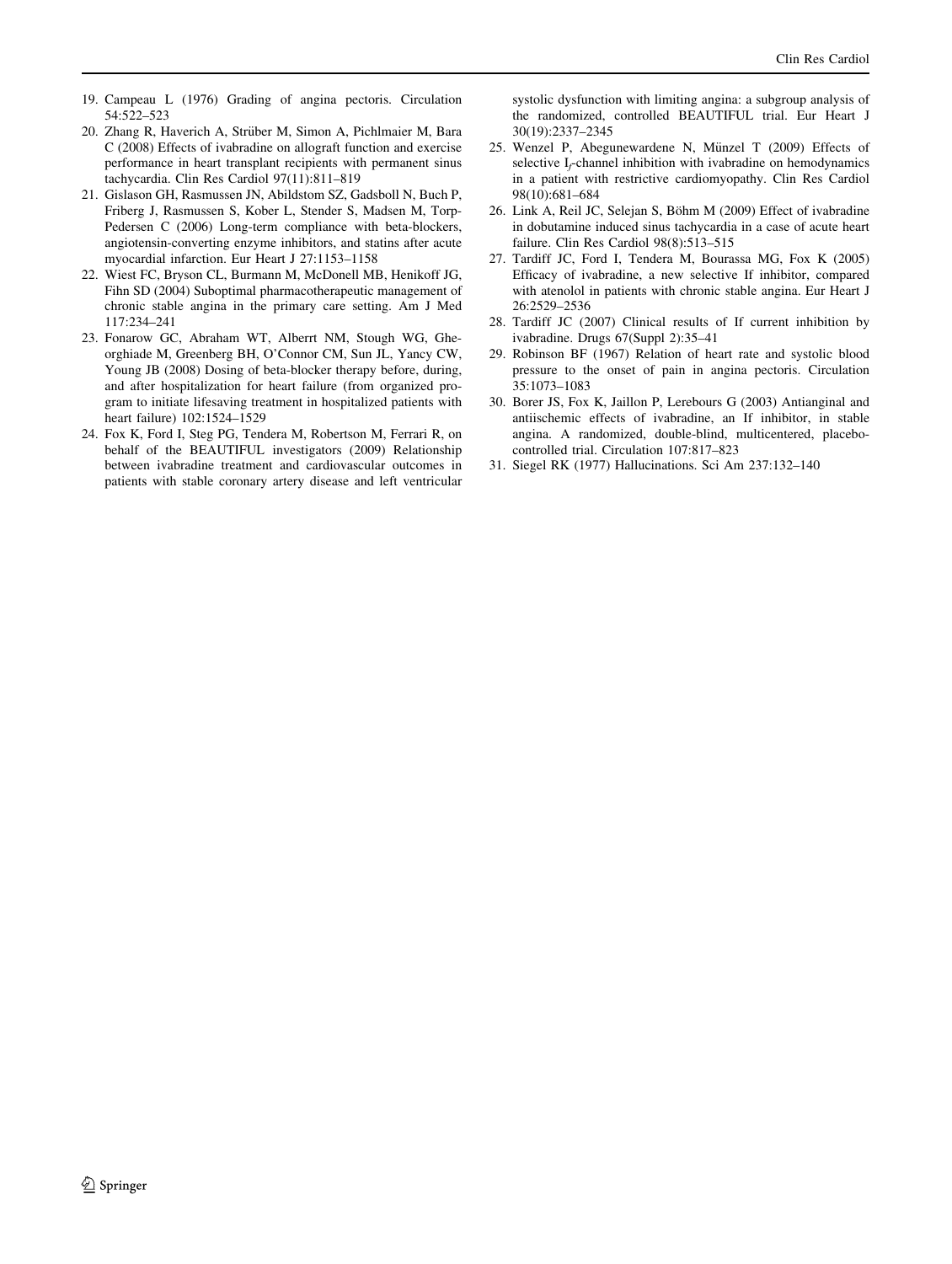19. Campeau L (1976) Grading of angina pectoris. Circulation 54:522–523
20. Zhang R, Haverich A, Strüber M, Simon A, Pichlmaier M, Bara C (2008) Effects of ivabradine on allograft function and exercise performance in heart transplant recipients with permanent sinus tachycardia. Clin Res Cardiol 97(11):811–819
21. Gislason GH, Rasmussen JN, Abildstom SZ, Gadsboll N, Buch P, Friberg J, Rasmussen S, Kober L, Stender S, Madsen M, Torp-Pedersen C (2006) Long-term compliance with beta-blockers, angiotensin-converting enzyme inhibitors, and statins after acute myocardial infarction. Eur Heart J 27:1153–1158
22. Wiest FC, Bryson CL, Burmann M, McDonell MB, Henikoff JG, Fihn SD (2004) Suboptimal pharmacotherapeutic management of chronic stable angina in the primary care setting. Am J Med 117:234–241
23. Fonarow GC, Abraham WT, Alberrt NM, Stough WG, Gheorghiade M, Greenberg BH, O'Connor CM, Sun JL, Yancy CW, Young JB (2008) Dosing of beta-blocker therapy before, during, and after hospitalization for heart failure (from organized program to initiate lifesaving treatment in hospitalized patients with heart failure) 102:1524–1529
24. Fox K, Ford I, Steg PG, Tendera M, Robertson M, Ferrari R, on behalf of the BEAUTIFUL investigators (2009) Relationship between ivabradine treatment and cardiovascular outcomes in patients with stable coronary artery disease and left ventricular systolic dysfunction with limiting angina: a subgroup analysis of the randomized, controlled BEAUTIFUL trial. Eur Heart J 30(19):2337–2345
25. Wenzel P, Abegunewardene N, Münzel T (2009) Effects of selective $I_f$-channel inhibition with ivabradine on hemodynamics in a patient with restrictive cardiomyopathy. Clin Res Cardiol 98(10):681–684
26. Link A, Reil JC, Selejan S, Böhm M (2009) Effect of ivabradine in dobutamine induced sinus tachycardia in a case of acute heart failure. Clin Res Cardiol 98(8):513–515
27. Tardiff JC, Ford I, Tendera M, Bourassa MG, Fox K (2005) Efficacy of ivabradine, a new selective If inhibitor, compared with atenolol in patients with chronic stable angina. Eur Heart J 26:2529–2536
28. Tardiff JC (2007) Clinical results of If current inhibition by ivabradine. Drugs 67(Suppl 2):35–41
29. Robinson BF (1967) Relation of heart rate and systolic blood pressure to the onset of pain in angina pectoris. Circulation 35:1073–1083
30. Borer JS, Fox K, Jaillon P, Lerebours G (2003) Antianginal and antiischemic effects of ivabradine, an If inhibitor, in stable angina. A randomized, double-blind, multicentered, placebo-controlled trial. Circulation 107:817–823
31. Siegel RK (1977) Hallucinations. Sci Am 237:132–140